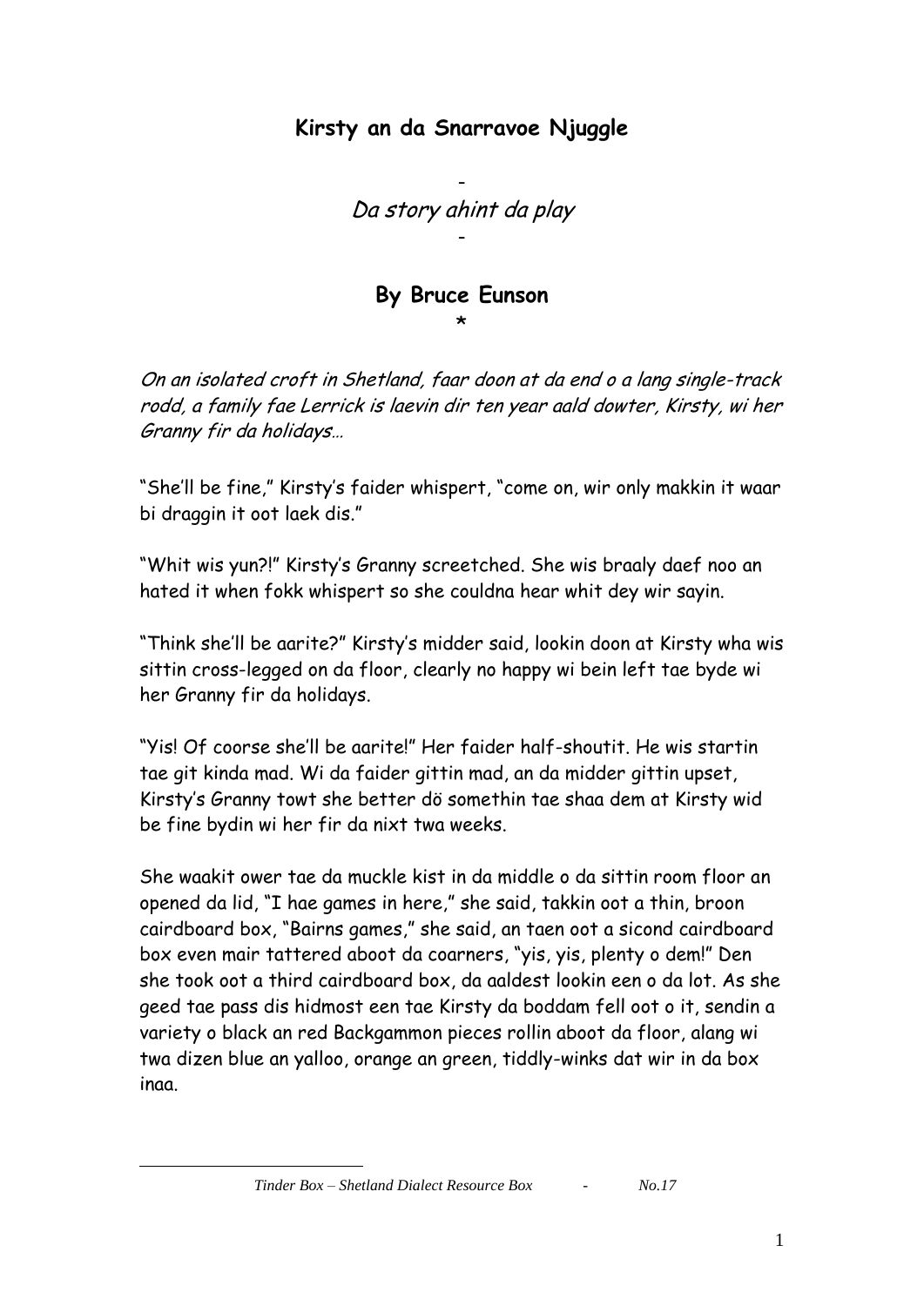# Kirsty an da Snarravoe Njuggle

-

*Da story ahint da play*

-

**By Bruce Eunson**

*

*On an isolated croft in Shetland, faar doon at da end o a lang single-track rodd, a family fae Lerrick is laevin dir ten year aald dowter, Kirsty, wi her Granny fir da holidays…*

"She'll be fine," Kirsty's faider whispert, "come on, wir only makkin it waar bi draggin it oot laek dis."

"Whit wis yun?!" Kirsty's Granny screetched. She wis braaly daef noo an hated it when fokk whispert so she couldna hear whit dey wir sayin.

"Think she'll be aarite?" Kirsty's midder said, lookin doon at Kirsty wha wis sittin cross-legged on da floor, clearly no happy wi bein left tae byde wi her Granny fir da holidays.

"Yis! Of coorse she'll be aarite!" Her faider half-shoutit. He wis startin tae git kinda mad. Wi da faider gittin mad, an da midder gittin upset, Kirsty's Granny towt she better dö somethin tae shaa dem at Kirsty wid be fine bydin wi her fir da nixt twa weeks.

She waakit ower tae da muckle kist in da middle o da sittin room floor an opened da lid, "I hae games in here," she said, takkin oot a thin, broon cairdboard box, "Bairns games," she said, an taen oot a sicond cairdboard box even mair tattered aboot da coarners, "yis, yis, plenty o dem!" Den she took oot a third cairdboard box, da aaldest lookin een o da lot. As she geed tae pass dis hidmost een tae Kirsty da boddam fell oot o it, sendin a variety o black an red Backgammon pieces rollin aboot da floor, alang wi twa dizen blue an yalloo, orange an green, tiddly-winks dat wir in da box inaa.

*Tinder Box – Shetland Dialect Resource Box - No.17*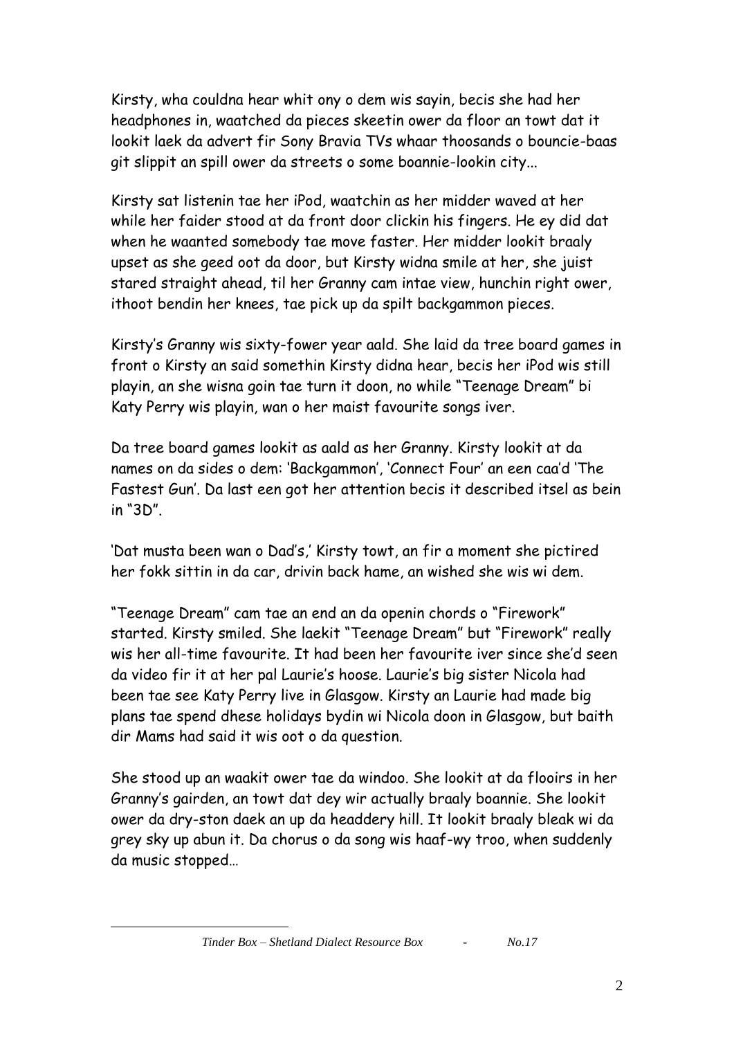Kirsty, wha couldna hear whit ony o dem wis sayin, becis she had her headphones in, waatched da pieces skeetin ower da floor an towt dat it lookit laek da advert fir Sony Bravia TVs whaar thoosands o bouncie-baas git slippit an spill ower da streets o some boannie-lookin city...

Kirsty sat listenin tae her iPod, waatchin as her midder waved at her while her faider stood at da front door clickin his fingers. He ey did dat when he waanted somebody tae move faster. Her midder lookit braaly upset as she geed oot da door, but Kirsty widna smile at her, she juist stared straight ahead, til her Granny cam intae view, hunchin right ower, ithoot bendin her knees, tae pick up da spilt backgammon pieces.

Kirsty's Granny wis sixty-fower year aald. She laid da tree board games in front o Kirsty an said somethin Kirsty didna hear, becis her iPod wis still playin, an she wisna goin tae turn it doon, no while "Teenage Dream" bi Katy Perry wis playin, wan o her maist favourite songs iver.

Da tree board games lookit as aald as her Granny. Kirsty lookit at da names on da sides o dem: 'Backgammon', 'Connect Four' an een caa'd 'The Fastest Gun'. Da last een got her attention becis it described itsel as bein in "3D".

'Dat musta been wan o Dad's,' Kirsty towt, an fir a moment she pictired her fokk sittin in da car, drivin back hame, an wished she wis wi dem.

"Teenage Dream" cam tae an end an da openin chords o "Firework" started. Kirsty smiled. She laekit "Teenage Dream" but "Firework" really wis her all-time favourite. It had been her favourite iver since she'd seen da video fir it at her pal Laurie's hoose. Laurie's big sister Nicola had been tae see Katy Perry live in Glasgow. Kirsty an Laurie had made big plans tae spend dhese holidays bydin wi Nicola doon in Glasgow, but baith dir Mams had said it wis oot o da question.

She stood up an waakit ower tae da windoo. She lookit at da flooirs in her Granny's gairden, an towt dat dey wir actually braaly boannie. She lookit ower da dry-ston daek an up da headdery hill. It lookit braaly bleak wi da grey sky up abun it. Da chorus o da song wis haaf-wy troo, when suddenly da music stopped…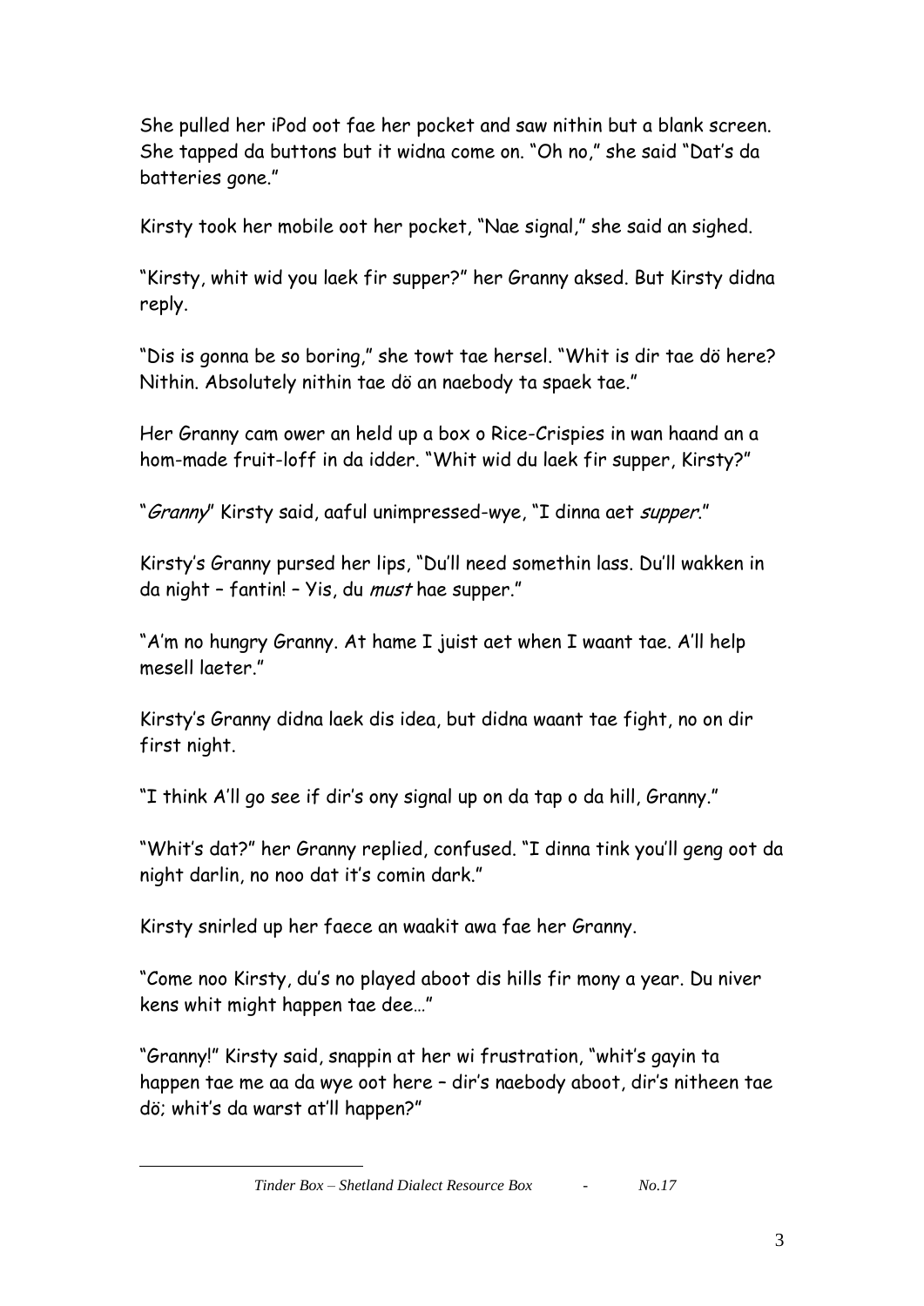She pulled her iPod oot fae her pocket and saw nithin but a blank screen. She tapped da buttons but it widna come on. "Oh no," she said "Dat's da batteries gone."

Kirsty took her mobile oot her pocket, "Nae signal," she said an sighed.

"Kirsty, whit wid you laek fir supper?" her Granny aksed. But Kirsty didna reply.

"Dis is gonna be so boring," she towt tae hersel. "Whit is dir tae dö here? Nithin. Absolutely nithin tae dö an naebody ta spaek tae."

Her Granny cam ower an held up a box o Rice-Crispies in wan haand an a hom-made fruit-loff in da idder. "Whit wid du laek fir supper, Kirsty?"

"*Granny*" Kirsty said, aaful unimpressed-wye, "I dinna aet *supper*."

Kirsty's Granny pursed her lips, "Du'll need somethin lass. Du'll wakken in da night – fantin! – Yis, du *must* hae supper."

"A'm no hungry Granny. At hame I juist aet when I waant tae. A'll help mesell laeter."

Kirsty's Granny didna laek dis idea, but didna waant tae fight, no on dir first night.

"I think A'll go see if dir's ony signal up on da tap o da hill, Granny."

"Whit's dat?" her Granny replied, confused. "I dinna tink you'll geng oot da night darlin, no noo dat it's comin dark."

Kirsty snirled up her faece an waakit awa fae her Granny.

"Come noo Kirsty, du's no played aboot dis hills fir mony a year. Du niver kens whit might happen tae dee…"

"Granny!" Kirsty said, snappin at her wi frustration, "whit's gayin ta happen tae me aa da wye oot here – dir's naebody aboot, dir's nitheen tae dö; whit's da warst at'll happen?"

*Tinder Box – Shetland Dialect Resource Box - No.17*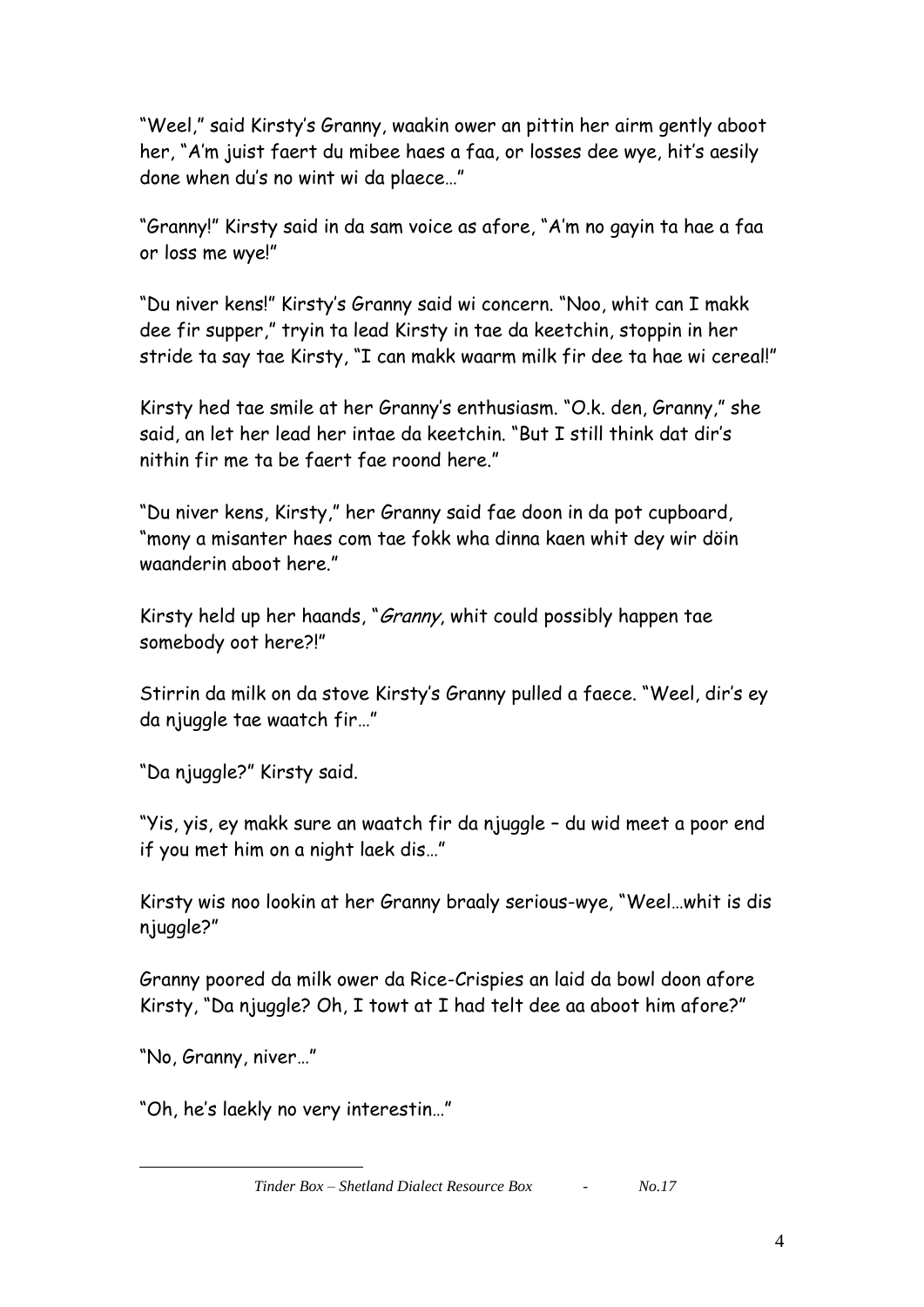"Weel," said Kirsty's Granny, waakin ower an pittin her airm gently aboot her, "A'm juist faert du mibee haes a faa, or losses dee wye, hit's aesily done when du's no wint wi da plaece…"

"Granny!" Kirsty said in da sam voice as afore, "A'm no gayin ta hae a faa or loss me wye!"

"Du niver kens!" Kirsty's Granny said wi concern. "Noo, whit can I makk dee fir supper," tryin ta lead Kirsty in tae da keetchin, stoppin in her stride ta say tae Kirsty, "I can makk waarm milk fir dee ta hae wi cereal!"

Kirsty hed tae smile at her Granny's enthusiasm. "O.k. den, Granny," she said, an let her lead her intae da keetchin. "But I still think dat dir's nithin fir me ta be faert fae roond here."

"Du niver kens, Kirsty," her Granny said fae doon in da pot cupboard, "mony a misanter haes com tae fokk wha dinna kaen whit dey wir döin waanderin aboot here."

Kirsty held up her haands, "*Granny*, whit could possibly happen tae somebody oot here?!"

Stirrin da milk on da stove Kirsty's Granny pulled a faece. "Weel, dir's ey da njuggle tae waatch fir…"

"Da njuggle?" Kirsty said.

"Yis, yis, ey makk sure an waatch fir da njuggle – du wid meet a poor end if you met him on a night laek dis…"

Kirsty wis noo lookin at her Granny braaly serious-wye, "Weel…whit is dis njuggle?"

Granny poored da milk ower da Rice-Crispies an laid da bowl doon afore Kirsty, "Da njuggle? Oh, I towt at I had telt dee aa aboot him afore?"

"No, Granny, niver…"

"Oh, he's laekly no very interestin…"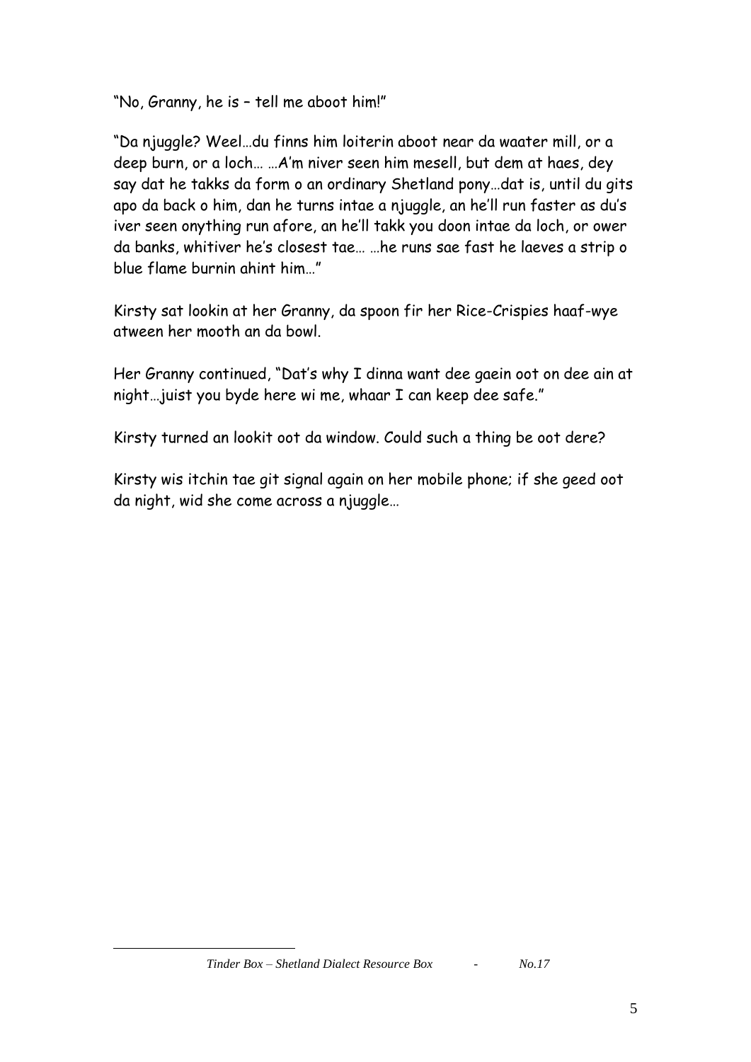"No, Granny, he is – tell me aboot him!"

"Da njuggle? Weel…du finns him loiterin aboot near da waater mill, or a deep burn, or a loch… …A'm niver seen him mesell, but dem at haes, dey say dat he takks da form o an ordinary Shetland pony…dat is, until du gits apo da back o him, dan he turns intae a njuggle, an he'll run faster as du's iver seen onything run afore, an he'll takk you doon intae da loch, or ower da banks, whitiver he's closest tae… …he runs sae fast he laeves a strip o blue flame burnin ahint him…"

Kirsty sat lookin at her Granny, da spoon fir her Rice-Crispies haaf-wye atween her mooth an da bowl.

Her Granny continued, "Dat's why I dinna want dee gaein oot on dee ain at night…juist you byde here wi me, whaar I can keep dee safe."

Kirsty turned an lookit oot da window. Could such a thing be oot dere?

Kirsty wis itchin tae git signal again on her mobile phone; if she geed oot da night, wid she come across a njuggle…

*Tinder Box – Shetland Dialect Resource Box - No.17*